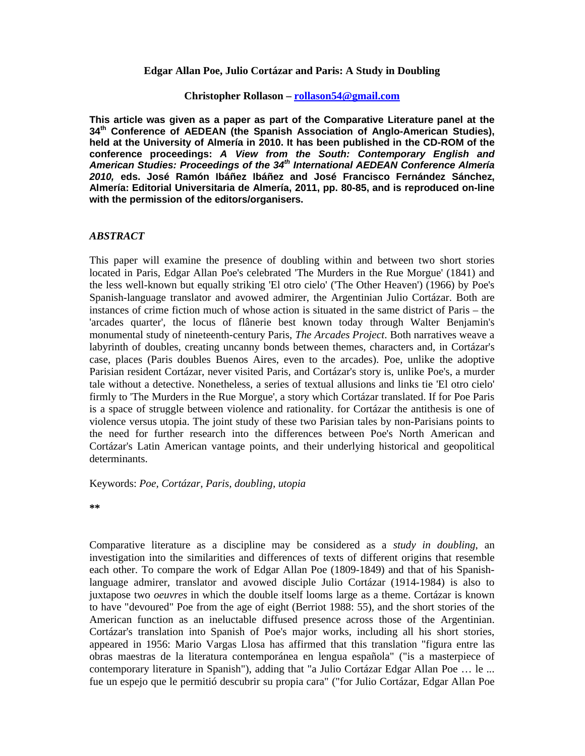# Edgar Allan Poe, Julio Cortázar and Paris: A Study in Doubling

**Christopher Rollason – rollason54@gmail.com**

**This article was given as a paper as part of the Comparative Literature panel at the 34th Conference of AEDEAN (the Spanish Association of Anglo-American Studies), held at the University of Almería in 2010. It has been published in the CD-ROM of the conference proceedings: *A View from the South: Contemporary English and American Studies: Proceedings of the 34th International AEDEAN Conference Almería 2010,* eds. José Ramón Ibáñez Ibáñez and José Francisco Fernández Sánchez, Almería: Editorial Universitaria de Almería, 2011, pp. 80-85, and is reproduced on-line with the permission of the editors/organisers.**

## *ABSTRACT*

This paper will examine the presence of doubling within and between two short stories located in Paris, Edgar Allan Poe's celebrated 'The Murders in the Rue Morgue' (1841) and the less well-known but equally striking 'El otro cielo' ('The Other Heaven') (1966) by Poe's Spanish-language translator and avowed admirer, the Argentinian Julio Cortázar. Both are instances of crime fiction much of whose action is situated in the same district of Paris – the 'arcades quarter', the locus of flânerie best known today through Walter Benjamin's monumental study of nineteenth-century Paris, *The Arcades Project*. Both narratives weave a labyrinth of doubles, creating uncanny bonds between themes, characters and, in Cortázar's case, places (Paris doubles Buenos Aires, even to the arcades). Poe, unlike the adoptive Parisian resident Cortázar, never visited Paris, and Cortázar's story is, unlike Poe's, a murder tale without a detective. Nonetheless, a series of textual allusions and links tie 'El otro cielo' firmly to 'The Murders in the Rue Morgue', a story which Cortázar translated. If for Poe Paris is a space of struggle between violence and rationality. for Cortázar the antithesis is one of violence versus utopia. The joint study of these two Parisian tales by non-Parisians points to the need for further research into the differences between Poe's North American and Cortázar's Latin American vantage points, and their underlying historical and geopolitical determinants.

Keywords: *Poe, Cortázar, Paris, doubling, utopia*

**

Comparative literature as a discipline may be considered as a *study in doubling*, an investigation into the similarities and differences of texts of different origins that resemble each other. To compare the work of Edgar Allan Poe (1809-1849) and that of his Spanish-language admirer, translator and avowed disciple Julio Cortázar (1914-1984) is also to juxtapose two *oeuvres* in which the double itself looms large as a theme. Cortázar is known to have "devoured" Poe from the age of eight (Berriot 1988: 55), and the short stories of the American function as an ineluctable diffused presence across those of the Argentinian. Cortázar's translation into Spanish of Poe's major works, including all his short stories, appeared in 1956: Mario Vargas Llosa has affirmed that this translation "figura entre las obras maestras de la literatura contemporánea en lengua española" ("is a masterpiece of contemporary literature in Spanish"), adding that "a Julio Cortázar Edgar Allan Poe … le ... fue un espejo que le permitió descubrir su propia cara" ("for Julio Cortázar, Edgar Allan Poe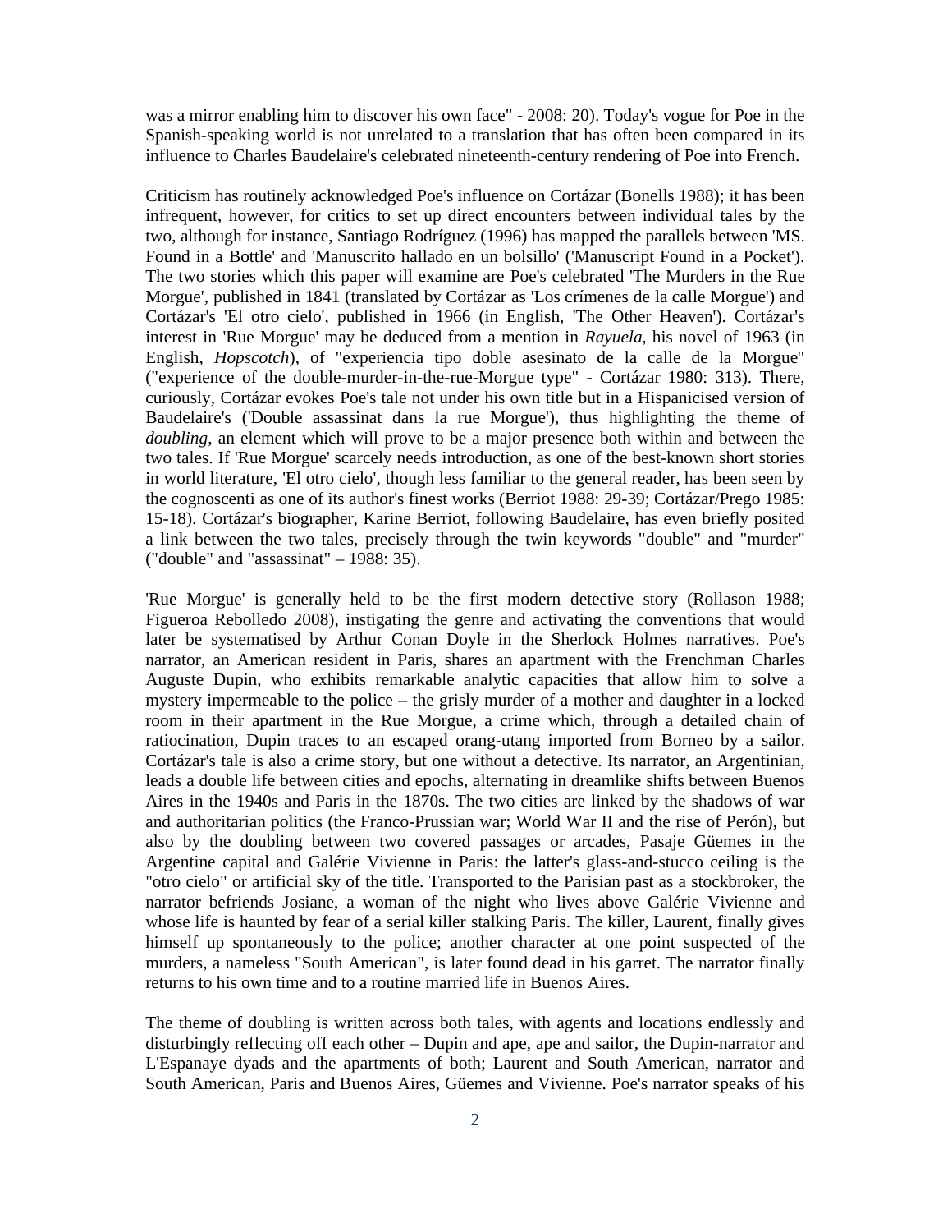was a mirror enabling him to discover his own face" - 2008: 20). Today's vogue for Poe in the Spanish-speaking world is not unrelated to a translation that has often been compared in its influence to Charles Baudelaire's celebrated nineteenth-century rendering of Poe into French.

Criticism has routinely acknowledged Poe's influence on Cortázar (Bonells 1988); it has been infrequent, however, for critics to set up direct encounters between individual tales by the two, although for instance, Santiago Rodríguez (1996) has mapped the parallels between 'MS. Found in a Bottle' and 'Manuscrito hallado en un bolsillo' ('Manuscript Found in a Pocket'). The two stories which this paper will examine are Poe's celebrated 'The Murders in the Rue Morgue', published in 1841 (translated by Cortázar as 'Los crímenes de la calle Morgue') and Cortázar's 'El otro cielo', published in 1966 (in English, 'The Other Heaven'). Cortázar's interest in 'Rue Morgue' may be deduced from a mention in *Rayuela*, his novel of 1963 (in English, *Hopscotch*), of "experiencia tipo doble asesinato de la calle de la Morgue" ("experience of the double-murder-in-the-rue-Morgue type" - Cortázar 1980: 313). There, curiously, Cortázar evokes Poe's tale not under his own title but in a Hispanicised version of Baudelaire's ('Double assassinat dans la rue Morgue'), thus highlighting the theme of *doubling*, an element which will prove to be a major presence both within and between the two tales. If 'Rue Morgue' scarcely needs introduction, as one of the best-known short stories in world literature, 'El otro cielo', though less familiar to the general reader, has been seen by the cognoscenti as one of its author's finest works (Berriot 1988: 29-39; Cortázar/Prego 1985: 15-18). Cortázar's biographer, Karine Berriot, following Baudelaire, has even briefly posited a link between the two tales, precisely through the twin keywords "double" and "murder" ("double" and "assassinat" – 1988: 35).

'Rue Morgue' is generally held to be the first modern detective story (Rollason 1988; Figueroa Rebolledo 2008), instigating the genre and activating the conventions that would later be systematised by Arthur Conan Doyle in the Sherlock Holmes narratives. Poe's narrator, an American resident in Paris, shares an apartment with the Frenchman Charles Auguste Dupin, who exhibits remarkable analytic capacities that allow him to solve a mystery impermeable to the police – the grisly murder of a mother and daughter in a locked room in their apartment in the Rue Morgue, a crime which, through a detailed chain of ratiocination, Dupin traces to an escaped orang-utang imported from Borneo by a sailor. Cortázar's tale is also a crime story, but one without a detective. Its narrator, an Argentinian, leads a double life between cities and epochs, alternating in dreamlike shifts between Buenos Aires in the 1940s and Paris in the 1870s. The two cities are linked by the shadows of war and authoritarian politics (the Franco-Prussian war; World War II and the rise of Perón), but also by the doubling between two covered passages or arcades, Pasaje Güemes in the Argentine capital and Galérie Vivienne in Paris: the latter's glass-and-stucco ceiling is the "otro cielo" or artificial sky of the title. Transported to the Parisian past as a stockbroker, the narrator befriends Josiane, a woman of the night who lives above Galérie Vivienne and whose life is haunted by fear of a serial killer stalking Paris. The killer, Laurent, finally gives himself up spontaneously to the police; another character at one point suspected of the murders, a nameless "South American", is later found dead in his garret. The narrator finally returns to his own time and to a routine married life in Buenos Aires.

The theme of doubling is written across both tales, with agents and locations endlessly and disturbingly reflecting off each other – Dupin and ape, ape and sailor, the Dupin-narrator and L'Espanaye dyads and the apartments of both; Laurent and South American, narrator and South American, Paris and Buenos Aires, Güemes and Vivienne. Poe's narrator speaks of his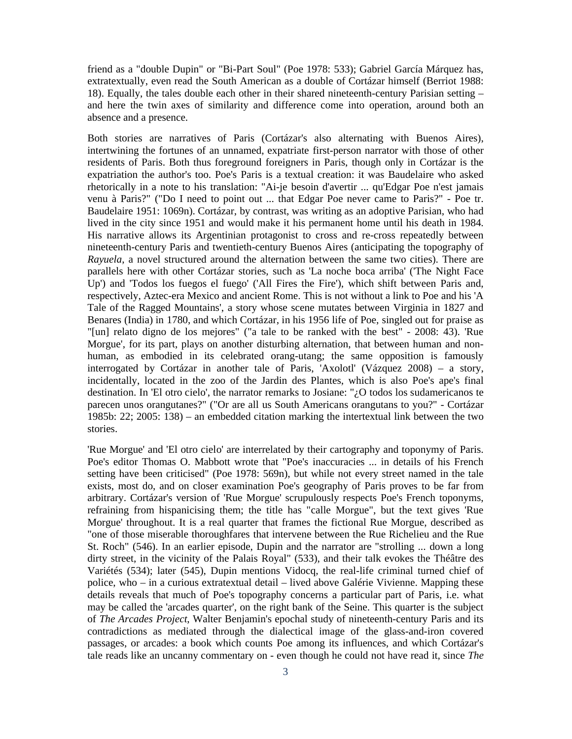friend as a "double Dupin" or "Bi-Part Soul" (Poe 1978: 533); Gabriel García Márquez has, extratextually, even read the South American as a double of Cortázar himself (Berriot 1988: 18). Equally, the tales double each other in their shared nineteenth-century Parisian setting – and here the twin axes of similarity and difference come into operation, around both an absence and a presence.

Both stories are narratives of Paris (Cortázar's also alternating with Buenos Aires), intertwining the fortunes of an unnamed, expatriate first-person narrator with those of other residents of Paris. Both thus foreground foreigners in Paris, though only in Cortázar is the expatriation the author's too. Poe's Paris is a textual creation: it was Baudelaire who asked rhetorically in a note to his translation: "Ai-je besoin d'avertir ... qu'Edgar Poe n'est jamais venu à Paris?" ("Do I need to point out ... that Edgar Poe never came to Paris?" - Poe tr. Baudelaire 1951: 1069n). Cortázar, by contrast, was writing as an adoptive Parisian, who had lived in the city since 1951 and would make it his permanent home until his death in 1984. His narrative allows its Argentinian protagonist to cross and re-cross repeatedly between nineteenth-century Paris and twentieth-century Buenos Aires (anticipating the topography of *Rayuela*, a novel structured around the alternation between the same two cities). There are parallels here with other Cortázar stories, such as 'La noche boca arriba' ('The Night Face Up') and 'Todos los fuegos el fuego' ('All Fires the Fire'), which shift between Paris and, respectively, Aztec-era Mexico and ancient Rome. This is not without a link to Poe and his 'A Tale of the Ragged Mountains', a story whose scene mutates between Virginia in 1827 and Benares (India) in 1780, and which Cortázar, in his 1956 life of Poe, singled out for praise as "[un] relato digno de los mejores" ("a tale to be ranked with the best" - 2008: 43). 'Rue Morgue', for its part, plays on another disturbing alternation, that between human and non-human, as embodied in its celebrated orang-utang; the same opposition is famously interrogated by Cortázar in another tale of Paris, 'Axolotl' (Vázquez 2008) – a story, incidentally, located in the zoo of the Jardin des Plantes, which is also Poe's ape's final destination. In 'El otro cielo', the narrator remarks to Josiane: "¿O todos los sudamericanos te parecen unos orangutanes?" ("Or are all us South Americans orangutans to you?" - Cortázar 1985b: 22; 2005: 138) – an embedded citation marking the intertextual link between the two stories.

'Rue Morgue' and 'El otro cielo' are interrelated by their cartography and toponymy of Paris. Poe's editor Thomas O. Mabbott wrote that "Poe's inaccuracies ... in details of his French setting have been criticised" (Poe 1978: 569n), but while not every street named in the tale exists, most do, and on closer examination Poe's geography of Paris proves to be far from arbitrary. Cortázar's version of 'Rue Morgue' scrupulously respects Poe's French toponyms, refraining from hispanicising them; the title has "calle Morgue", but the text gives 'Rue Morgue' throughout. It is a real quarter that frames the fictional Rue Morgue, described as "one of those miserable thoroughfares that intervene between the Rue Richelieu and the Rue St. Roch" (546). In an earlier episode, Dupin and the narrator are "strolling ... down a long dirty street, in the vicinity of the Palais Royal" (533), and their talk evokes the Théâtre des Variétés (534); later (545), Dupin mentions Vidocq, the real-life criminal turned chief of police, who – in a curious extratextual detail – lived above Galérie Vivienne. Mapping these details reveals that much of Poe's topography concerns a particular part of Paris, i.e. what may be called the 'arcades quarter', on the right bank of the Seine. This quarter is the subject of *The Arcades Project*, Walter Benjamin's epochal study of nineteenth-century Paris and its contradictions as mediated through the dialectical image of the glass-and-iron covered passages, or arcades: a book which counts Poe among its influences, and which Cortázar's tale reads like an uncanny commentary on - even though he could not have read it, since *The*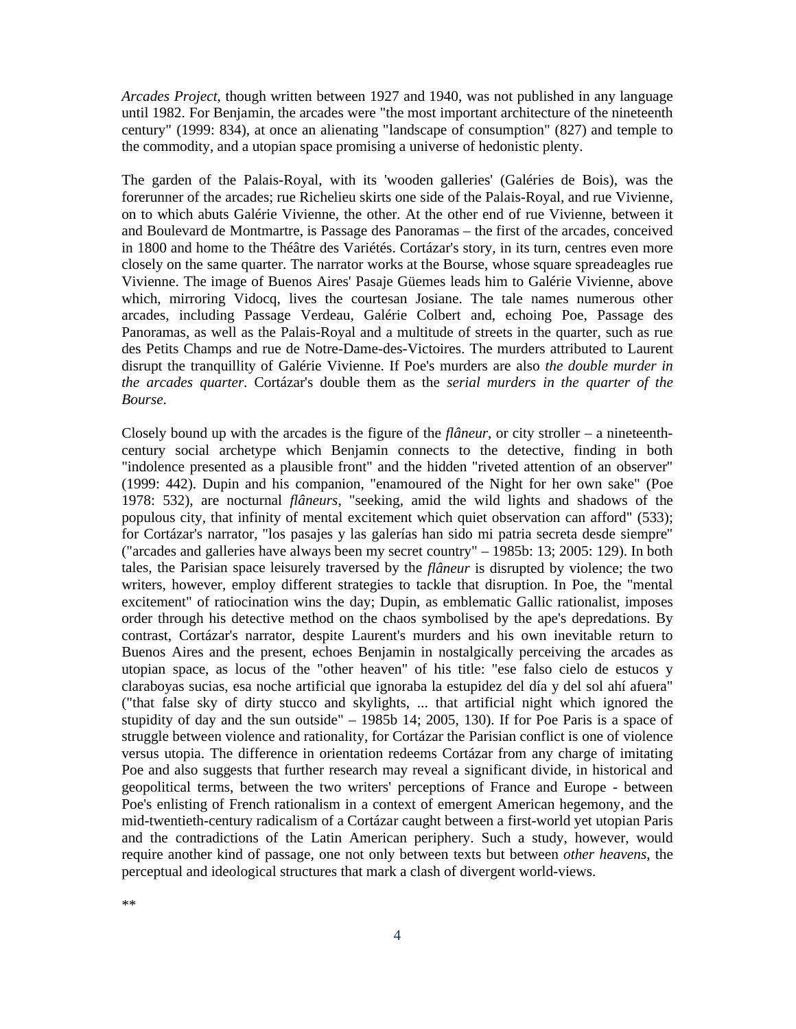*Arcades Project*, though written between 1927 and 1940, was not published in any language until 1982. For Benjamin, the arcades were "the most important architecture of the nineteenth century" (1999: 834), at once an alienating "landscape of consumption" (827) and temple to the commodity, and a utopian space promising a universe of hedonistic plenty.

The garden of the Palais-Royal, with its 'wooden galleries' (Galéries de Bois), was the forerunner of the arcades; rue Richelieu skirts one side of the Palais-Royal, and rue Vivienne, on to which abuts Galérie Vivienne, the other. At the other end of rue Vivienne, between it and Boulevard de Montmartre, is Passage des Panoramas – the first of the arcades, conceived in 1800 and home to the Théâtre des Variétés. Cortázar's story, in its turn, centres even more closely on the same quarter. The narrator works at the Bourse, whose square spreadeagles rue Vivienne. The image of Buenos Aires' Pasaje Güemes leads him to Galérie Vivienne, above which, mirroring Vidocq, lives the courtesan Josiane. The tale names numerous other arcades, including Passage Verdeau, Galérie Colbert and, echoing Poe, Passage des Panoramas, as well as the Palais-Royal and a multitude of streets in the quarter, such as rue des Petits Champs and rue de Notre-Dame-des-Victoires. The murders attributed to Laurent disrupt the tranquillity of Galérie Vivienne. If Poe's murders are also *the double murder in the arcades quarter*. Cortázar's double them as the *serial murders in the quarter of the Bourse*.

Closely bound up with the arcades is the figure of the *flâneur*, or city stroller – a nineteenth-century social archetype which Benjamin connects to the detective, finding in both "indolence presented as a plausible front" and the hidden "riveted attention of an observer" (1999: 442). Dupin and his companion, "enamoured of the Night for her own sake" (Poe 1978: 532), are nocturnal *flâneurs*, "seeking, amid the wild lights and shadows of the populous city, that infinity of mental excitement which quiet observation can afford" (533); for Cortázar's narrator, "los pasajes y las galerías han sido mi patria secreta desde siempre" ("arcades and galleries have always been my secret country" – 1985b: 13; 2005: 129). In both tales, the Parisian space leisurely traversed by the *flâneur* is disrupted by violence; the two writers, however, employ different strategies to tackle that disruption. In Poe, the "mental excitement" of ratiocination wins the day; Dupin, as emblematic Gallic rationalist, imposes order through his detective method on the chaos symbolised by the ape's depredations. By contrast, Cortázar's narrator, despite Laurent's murders and his own inevitable return to Buenos Aires and the present, echoes Benjamin in nostalgically perceiving the arcades as utopian space, as locus of the "other heaven" of his title: "ese falso cielo de estucos y claraboyas sucias, esa noche artificial que ignoraba la estupidez del día y del sol ahí afuera" ("that false sky of dirty stucco and skylights, ... that artificial night which ignored the stupidity of day and the sun outside" – 1985b 14; 2005, 130). If for Poe Paris is a space of struggle between violence and rationality, for Cortázar the Parisian conflict is one of violence versus utopia. The difference in orientation redeems Cortázar from any charge of imitating Poe and also suggests that further research may reveal a significant divide, in historical and geopolitical terms, between the two writers' perceptions of France and Europe - between Poe's enlisting of French rationalism in a context of emergent American hegemony, and the mid-twentieth-century radicalism of a Cortázar caught between a first-world yet utopian Paris and the contradictions of the Latin American periphery. Such a study, however, would require another kind of passage, one not only between texts but between *other heavens*, the perceptual and ideological structures that mark a clash of divergent world-views.

**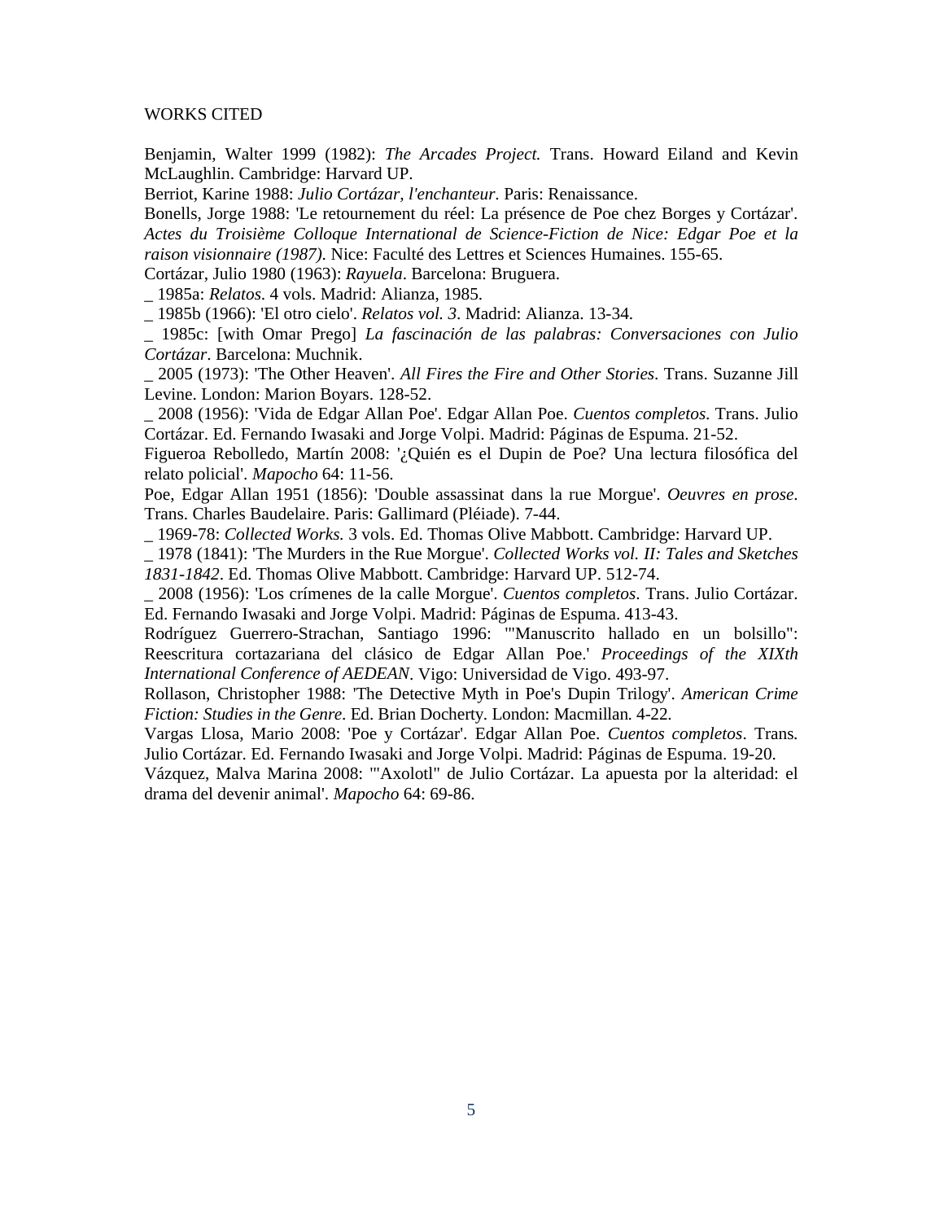WORKS CITED

Benjamin, Walter 1999 (1982): *The Arcades Project.* Trans. Howard Eiland and Kevin McLaughlin. Cambridge: Harvard UP.

Berriot, Karine 1988: *Julio Cortázar, l'enchanteur*. Paris: Renaissance.

Bonells, Jorge 1988: 'Le retournement du réel: La présence de Poe chez Borges y Cortázar'. *Actes du Troisième Colloque International de Science-Fiction de Nice: Edgar Poe et la raison visionnaire (1987).* Nice: Faculté des Lettres et Sciences Humaines. 155-65.

Cortázar, Julio 1980 (1963): *Rayuela*. Barcelona: Bruguera.

_ 1985a: *Relatos*. 4 vols. Madrid: Alianza, 1985.

_ 1985b (1966): 'El otro cielo'. *Relatos vol. 3*. Madrid: Alianza. 13-34.

_ 1985c: [with Omar Prego] *La fascinación de las palabras: Conversaciones con Julio Cortázar*. Barcelona: Muchnik.

_ 2005 (1973): 'The Other Heaven'. *All Fires the Fire and Other Stories*. Trans. Suzanne Jill Levine. London: Marion Boyars. 128-52.

_ 2008 (1956): 'Vida de Edgar Allan Poe'. Edgar Allan Poe. *Cuentos completos*. Trans. Julio Cortázar. Ed. Fernando Iwasaki and Jorge Volpi. Madrid: Páginas de Espuma. 21-52.

Figueroa Rebolledo, Martín 2008: '¿Quién es el Dupin de Poe? Una lectura filosófica del relato policial'. *Mapocho* 64: 11-56.

Poe, Edgar Allan 1951 (1856): 'Double assassinat dans la rue Morgue'. *Oeuvres en prose*. Trans. Charles Baudelaire. Paris: Gallimard (Pléiade). 7-44.

_ 1969-78: *Collected Works.* 3 vols. Ed. Thomas Olive Mabbott. Cambridge: Harvard UP.

_ 1978 (1841): 'The Murders in the Rue Morgue'. *Collected Works vol. II: Tales and Sketches 1831-1842*. Ed. Thomas Olive Mabbott. Cambridge: Harvard UP. 512-74.

_ 2008 (1956): 'Los crímenes de la calle Morgue'. *Cuentos completos*. Trans. Julio Cortázar. Ed. Fernando Iwasaki and Jorge Volpi. Madrid: Páginas de Espuma. 413-43.

Rodríguez Guerrero-Strachan, Santiago 1996: '"Manuscrito hallado en un bolsillo": Reescritura cortazariana del clásico de Edgar Allan Poe.' *Proceedings of the XIXth International Conference of AEDEAN*. Vigo: Universidad de Vigo. 493-97.

Rollason, Christopher 1988: 'The Detective Myth in Poe's Dupin Trilogy'. *American Crime Fiction: Studies in the Genre*. Ed. Brian Docherty. London: Macmillan. 4-22.

Vargas Llosa, Mario 2008: 'Poe y Cortázar'. Edgar Allan Poe. *Cuentos completos*. Trans. Julio Cortázar. Ed. Fernando Iwasaki and Jorge Volpi. Madrid: Páginas de Espuma. 19-20.

Vázquez, Malva Marina 2008: '"Axolotl" de Julio Cortázar. La apuesta por la alteridad: el drama del devenir animal'. *Mapocho* 64: 69-86.